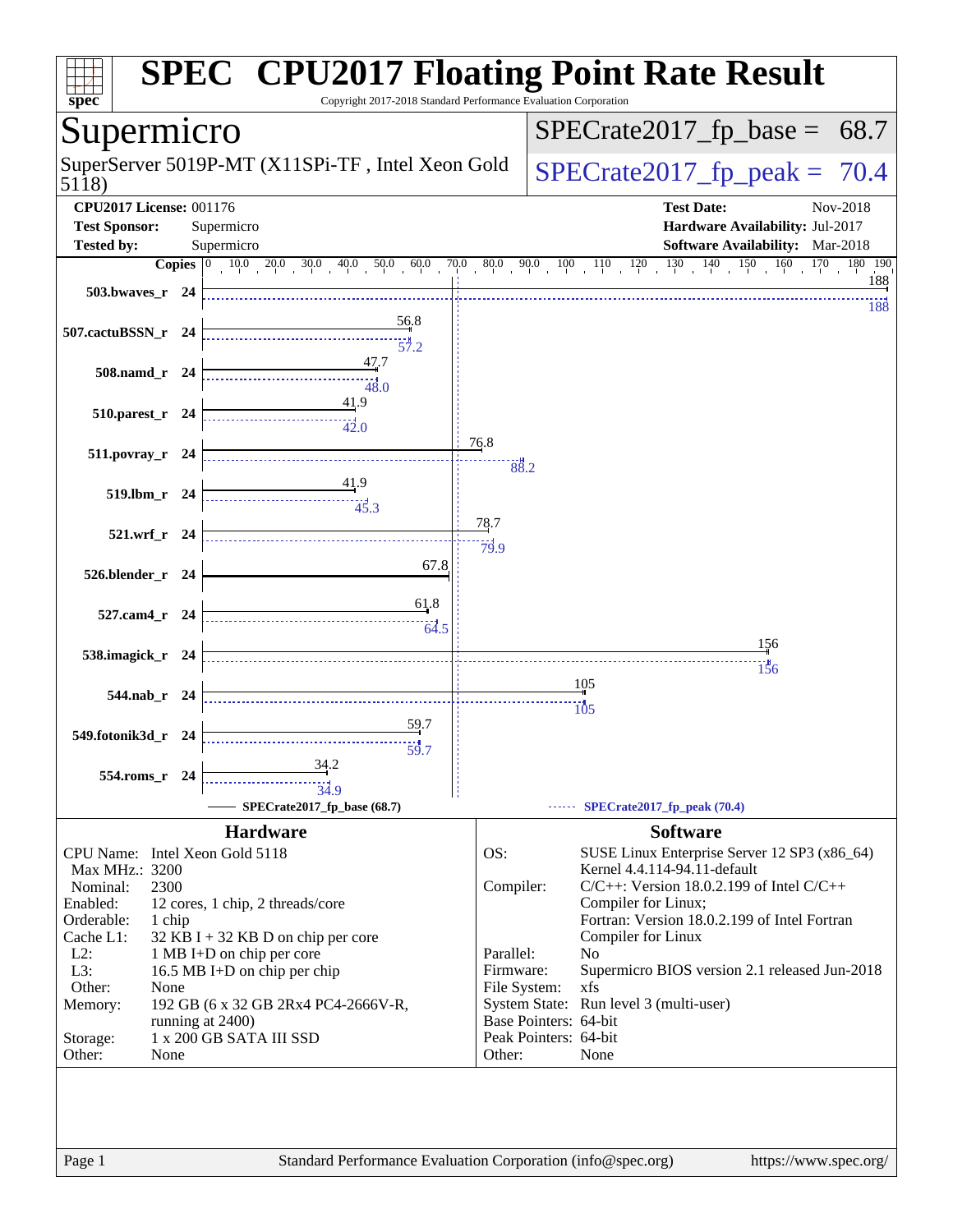# SPEC CPU2017 Floating Point Rate Result

Copyright 2017-2018 Standard Performance Evaluation Corporation

## Supermicro

SuperServer 5019P-MT (X11SPi-TF , Intel Xeon Gold 5118)

SPECrate2017_fp_base = 68.7

SPECrate2017_fp_peak = 70.4

**CPU2017 License:** 001176
**Test Sponsor:** Supermicro
**Tested by:** Supermicro

**Test Date:** Nov-2018
**Hardware Availability:** Jul-2017
**Software Availability:** Mar-2018

| Benchmark | Copies | Base | Peak |
|---|---|---|---|
| 503.bwaves_r | 24 | 188 | 188 |
| 507.cactuBSSN_r | 24 | 56.8 | 57.2 |
| 508.namd_r | 24 | 47.7 | 48.0 |
| 510.parest_r | 24 | 41.9 | 42.0 |
| 511.povray_r | 24 | 76.8 | 88.2 |
| 519.lbm_r | 24 | 41.9 | 45.3 |
| 521.wrf_r | 24 | 78.7 | 79.9 |
| 526.blender_r | 24 | 67.8 | |
| 527.cam4_r | 24 | 61.8 | 64.5 |
| 538.imagick_r | 24 | 156 | 156 |
| 544.nab_r | 24 | 105 | 105 |
| 549.fotonik3d_r | 24 | 59.7 | 59.7 |
| 554.roms_r | 24 | 34.2 | 34.9 |

SPECrate2017_fp_base (68.7) — SPECrate2017_fp_peak (70.4)

### Hardware

| | |
|---|---|
| CPU Name: | Intel Xeon Gold 5118 |
| Max MHz.: | 3200 |
| Nominal: | 2300 |
| Enabled: | 12 cores, 1 chip, 2 threads/core |
| Orderable: | 1 chip |
| Cache L1: | 32 KB I + 32 KB D on chip per core |
| L2: | 1 MB I+D on chip per core |
| L3: | 16.5 MB I+D on chip per chip |
| Other: | None |
| Memory: | 192 GB (6 x 32 GB 2Rx4 PC4-2666V-R, running at 2400) |
| Storage: | 1 x 200 GB SATA III SSD |
| Other: | None |

### Software

| | |
|---|---|
| OS: | SUSE Linux Enterprise Server 12 SP3 (x86_64) Kernel 4.4.114-94.11-default |
| Compiler: | C/C++: Version 18.0.2.199 of Intel C/C++ Compiler for Linux; Fortran: Version 18.0.2.199 of Intel Fortran Compiler for Linux |
| Parallel: | No |
| Firmware: | Supermicro BIOS version 2.1 released Jun-2018 |
| File System: | xfs |
| System State: | Run level 3 (multi-user) |
| Base Pointers: | 64-bit |
| Peak Pointers: | 64-bit |
| Other: | None |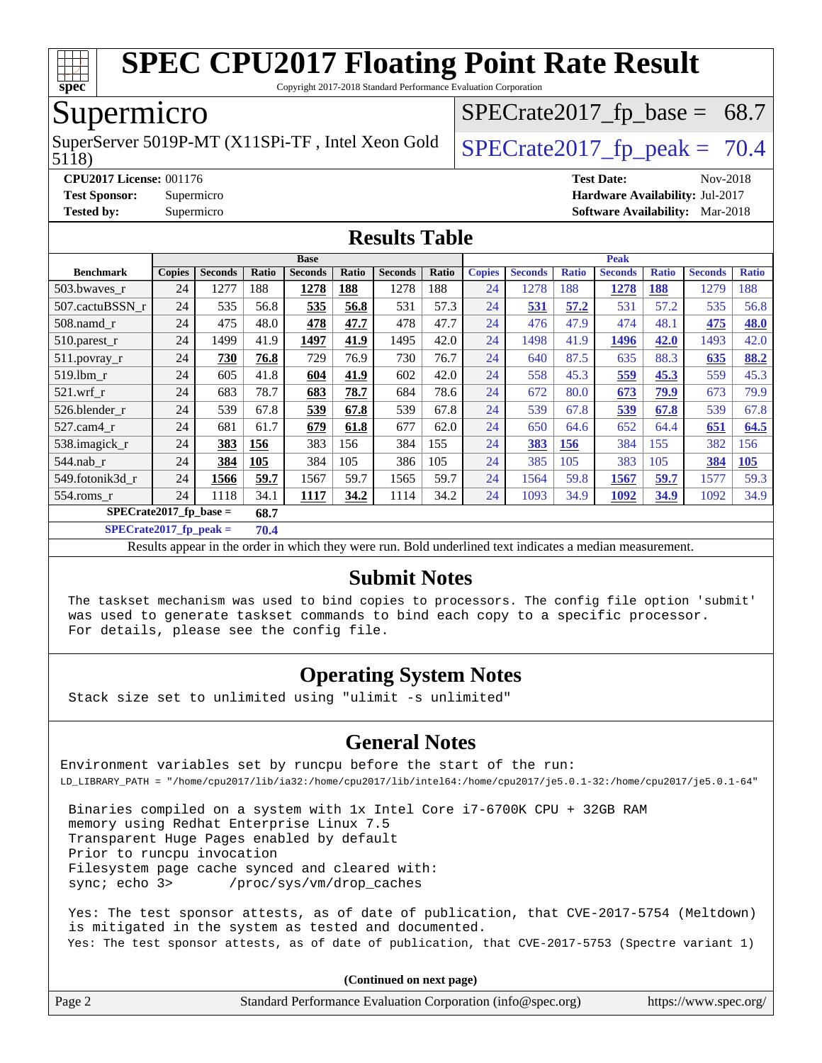# SPEC CPU2017 Floating Point Rate Result

Copyright 2017-2018 Standard Performance Evaluation Corporation

## Supermicro

SuperServer 5019P-MT (X11SPi-TF , Intel Xeon Gold 5118)

SPECrate2017_fp_base = 68.7

SPECrate2017_fp_peak = 70.4

**CPU2017 License:** 001176
**Test Sponsor:** Supermicro
**Tested by:** Supermicro

**Test Date:** Nov-2018
**Hardware Availability:** Jul-2017
**Software Availability:** Mar-2018

## Results Table

| Benchmark | Base | | | | | | | Peak | | | | | | |
|---|---|---|---|---|---|---|---|---|---|---|---|---|---|---|
| | Copies | Seconds | Ratio | Seconds | Ratio | Seconds | Ratio | Copies | Seconds | Ratio | Seconds | Ratio | Seconds | Ratio |
| 503.bwaves_r | 24 | 1277 | 188 | **1278** | **188** | 1278 | 188 | 24 | 1278 | 188 | **1278** | **188** | 1279 | 188 |
| 507.cactuBSSN_r | 24 | 535 | 56.8 | **535** | **56.8** | 531 | 57.3 | 24 | **531** | **57.2** | 531 | 57.2 | 535 | 56.8 |
| 508.namd_r | 24 | 475 | 48.0 | **478** | **47.7** | 478 | 47.7 | 24 | 476 | 47.9 | 474 | 48.1 | **475** | **48.0** |
| 510.parest_r | 24 | 1499 | 41.9 | **1497** | **41.9** | 1495 | 42.0 | 24 | 1498 | 41.9 | **1496** | **42.0** | 1493 | 42.0 |
| 511.povray_r | 24 | **730** | **76.8** | 729 | 76.9 | 730 | 76.7 | 24 | 640 | 87.5 | 635 | 88.3 | **635** | **88.2** |
| 519.lbm_r | 24 | 605 | 41.8 | **604** | **41.9** | 602 | 42.0 | 24 | 558 | 45.3 | **559** | **45.3** | 559 | 45.3 |
| 521.wrf_r | 24 | 683 | 78.7 | **683** | **78.7** | 684 | 78.6 | 24 | 672 | 80.0 | **673** | **79.9** | 673 | 79.9 |
| 526.blender_r | 24 | 539 | 67.8 | **539** | **67.8** | 539 | 67.8 | 24 | 539 | 67.8 | **539** | **67.8** | 539 | 67.8 |
| 527.cam4_r | 24 | 681 | 61.7 | **679** | **61.8** | 677 | 62.0 | 24 | 650 | 64.6 | 652 | 64.4 | **651** | **64.5** |
| 538.imagick_r | 24 | **383** | **156** | 383 | 156 | 384 | 155 | 24 | **383** | **156** | 384 | 155 | 382 | 156 |
| 544.nab_r | 24 | **384** | **105** | 384 | 105 | 386 | 105 | 24 | 385 | 105 | 383 | 105 | **384** | **105** |
| 549.fotonik3d_r | 24 | **1566** | **59.7** | 1567 | 59.7 | 1565 | 59.7 | 24 | 1564 | 59.8 | **1567** | **59.7** | 1577 | 59.3 |
| 554.roms_r | 24 | 1118 | 34.1 | **1117** | **34.2** | 1114 | 34.2 | 24 | 1093 | 34.9 | **1092** | **34.9** | 1092 | 34.9 |

**SPECrate2017_fp_base = 68.7**

**SPECrate2017_fp_peak = 70.4**

Results appear in the order in which they were run. Bold underlined text indicates a median measurement.

## Submit Notes

```
The taskset mechanism was used to bind copies to processors. The config file option 'submit'
was used to generate taskset commands to bind each copy to a specific processor.
For details, please see the config file.
```

## Operating System Notes

```
Stack size set to unlimited using "ulimit -s unlimited"
```

## General Notes

```
Environment variables set by runcpu before the start of the run:
LD_LIBRARY_PATH = "/home/cpu2017/lib/ia32:/home/cpu2017/lib/intel64:/home/cpu2017/je5.0.1-32:/home/cpu2017/je5.0.1-64"

 Binaries compiled on a system with 1x Intel Core i7-6700K CPU + 32GB RAM
 memory using Redhat Enterprise Linux 7.5
 Transparent Huge Pages enabled by default
 Prior to runcpu invocation
 Filesystem page cache synced and cleared with:
 sync; echo 3>       /proc/sys/vm/drop_caches

 Yes: The test sponsor attests, as of date of publication, that CVE-2017-5754 (Meltdown)
 is mitigated in the system as tested and documented.
 Yes: The test sponsor attests, as of date of publication, that CVE-2017-5753 (Spectre variant 1)
```

**(Continued on next page)**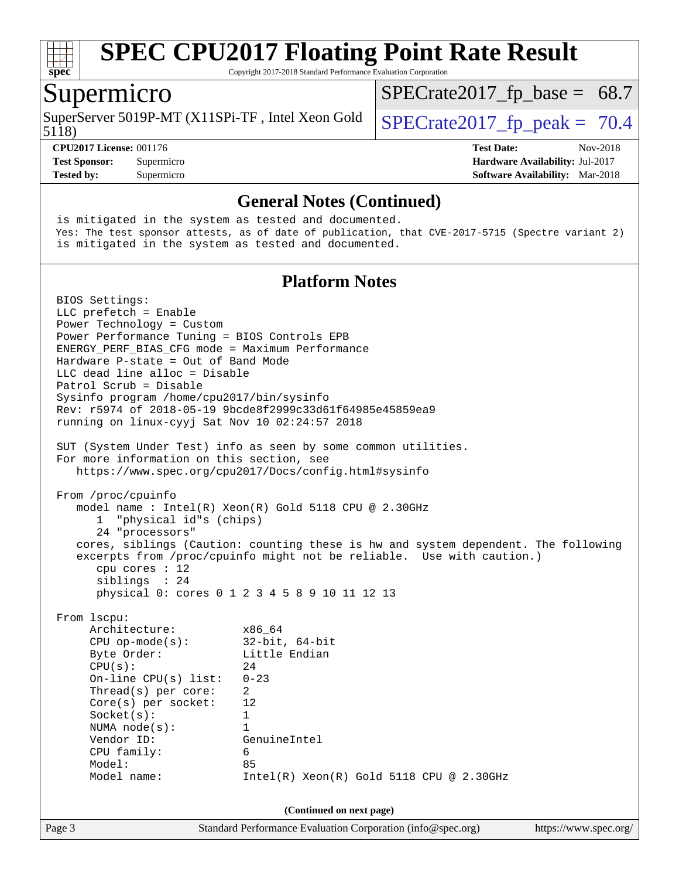# SPEC CPU2017 Floating Point Rate Result

Copyright 2017-2018 Standard Performance Evaluation Corporation

## Supermicro

SuperServer 5019P-MT (X11SPi-TF , Intel Xeon Gold 5118)

SPECrate2017_fp_base = 68.7

SPECrate2017_fp_peak = 70.4

**CPU2017 License:** 001176
**Test Sponsor:** Supermicro
**Tested by:** Supermicro

**Test Date:** Nov-2018
**Hardware Availability:** Jul-2017
**Software Availability:** Mar-2018

### General Notes (Continued)

```
is mitigated in the system as tested and documented.
Yes: The test sponsor attests, as of date of publication, that CVE-2017-5715 (Spectre variant 2)
is mitigated in the system as tested and documented.
```

### Platform Notes

```
BIOS Settings:
LLC prefetch = Enable
Power Technology = Custom
Power Performance Tuning = BIOS Controls EPB
ENERGY_PERF_BIAS_CFG mode = Maximum Performance
Hardware P-state = Out of Band Mode
LLC dead line alloc = Disable
Patrol Scrub = Disable
Sysinfo program /home/cpu2017/bin/sysinfo
Rev: r5974 of 2018-05-19 9bcde8f2999c33d61f64985e45859ea9
running on linux-cyyj Sat Nov 10 02:24:57 2018

SUT (System Under Test) info as seen by some common utilities.
For more information on this section, see
   https://www.spec.org/cpu2017/Docs/config.html#sysinfo

From /proc/cpuinfo
   model name : Intel(R) Xeon(R) Gold 5118 CPU @ 2.30GHz
      1  "physical id"s (chips)
      24 "processors"
   cores, siblings (Caution: counting these is hw and system dependent. The following
   excerpts from /proc/cpuinfo might not be reliable.  Use with caution.)
      cpu cores : 12
      siblings  : 24
      physical 0: cores 0 1 2 3 4 5 8 9 10 11 12 13

From lscpu:
     Architecture:          x86_64
     CPU op-mode(s):        32-bit, 64-bit
     Byte Order:            Little Endian
     CPU(s):                24
     On-line CPU(s) list:   0-23
     Thread(s) per core:    2
     Core(s) per socket:    12
     Socket(s):             1
     NUMA node(s):          1
     Vendor ID:             GenuineIntel
     CPU family:            6
     Model:                 85
     Model name:            Intel(R) Xeon(R) Gold 5118 CPU @ 2.30GHz
```

**(Continued on next page)**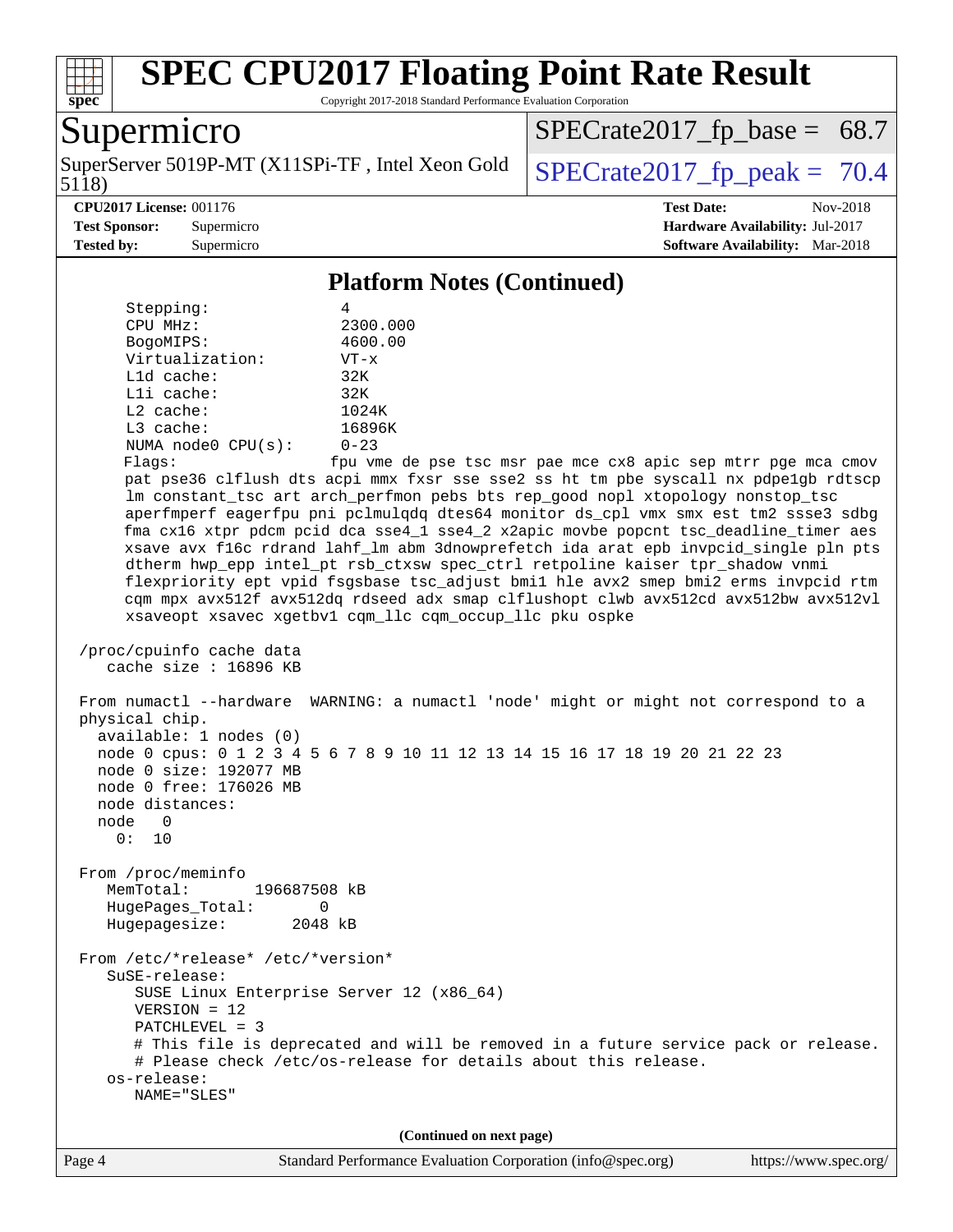## Platform Notes (Continued)

```
     Stepping:              4
     CPU MHz:               2300.000
     BogoMIPS:              4600.00
     Virtualization:        VT-x
     L1d cache:             32K
     L1i cache:             32K
     L2 cache:              1024K
     L3 cache:              16896K
     NUMA node0 CPU(s):     0-23
     Flags:                 fpu vme de pse tsc msr pae mce cx8 apic sep mtrr pge mca cmov
     pat pse36 clflush dts acpi mmx fxsr sse sse2 ss ht tm pbe syscall nx pdpe1gb rdtscp
     lm constant_tsc art arch_perfmon pebs bts rep_good nopl xtopology nonstop_tsc
     aperfmperf eagerfpu pni pclmulqdq dtes64 monitor ds_cpl vmx smx est tm2 ssse3 sdbg
     fma cx16 xtpr pdcm pcid dca sse4_1 sse4_2 x2apic movbe popcnt tsc_deadline_timer aes
     xsave avx f16c rdrand lahf_lm abm 3dnowprefetch ida arat epb invpcid_single pln pts
     dtherm hwp_epp intel_pt rsb_ctxsw spec_ctrl retpoline kaiser tpr_shadow vnmi
     flexpriority ept vpid fsgsbase tsc_adjust bmi1 hle avx2 smep bmi2 erms invpcid rtm
     cqm mpx avx512f avx512dq rdseed adx smap clflushopt clwb avx512cd avx512bw avx512vl
     xsaveopt xsavec xgetbv1 cqm_llc cqm_occup_llc pku ospke

 /proc/cpuinfo cache data
    cache size : 16896 KB

 From numactl --hardware  WARNING: a numactl 'node' might or might not correspond to a
 physical chip.
   available: 1 nodes (0)
   node 0 cpus: 0 1 2 3 4 5 6 7 8 9 10 11 12 13 14 15 16 17 18 19 20 21 22 23
   node 0 size: 192077 MB
   node 0 free: 176026 MB
   node distances:
   node   0
     0:  10

 From /proc/meminfo
    MemTotal:       196687508 kB
    HugePages_Total:       0
    Hugepagesize:       2048 kB

 From /etc/*release* /etc/*version*
    SuSE-release:
       SUSE Linux Enterprise Server 12 (x86_64)
       VERSION = 12
       PATCHLEVEL = 3
       # This file is deprecated and will be removed in a future service pack or release.
       # Please check /etc/os-release for details about this release.
    os-release:
       NAME="SLES"
```

(Continued on next page)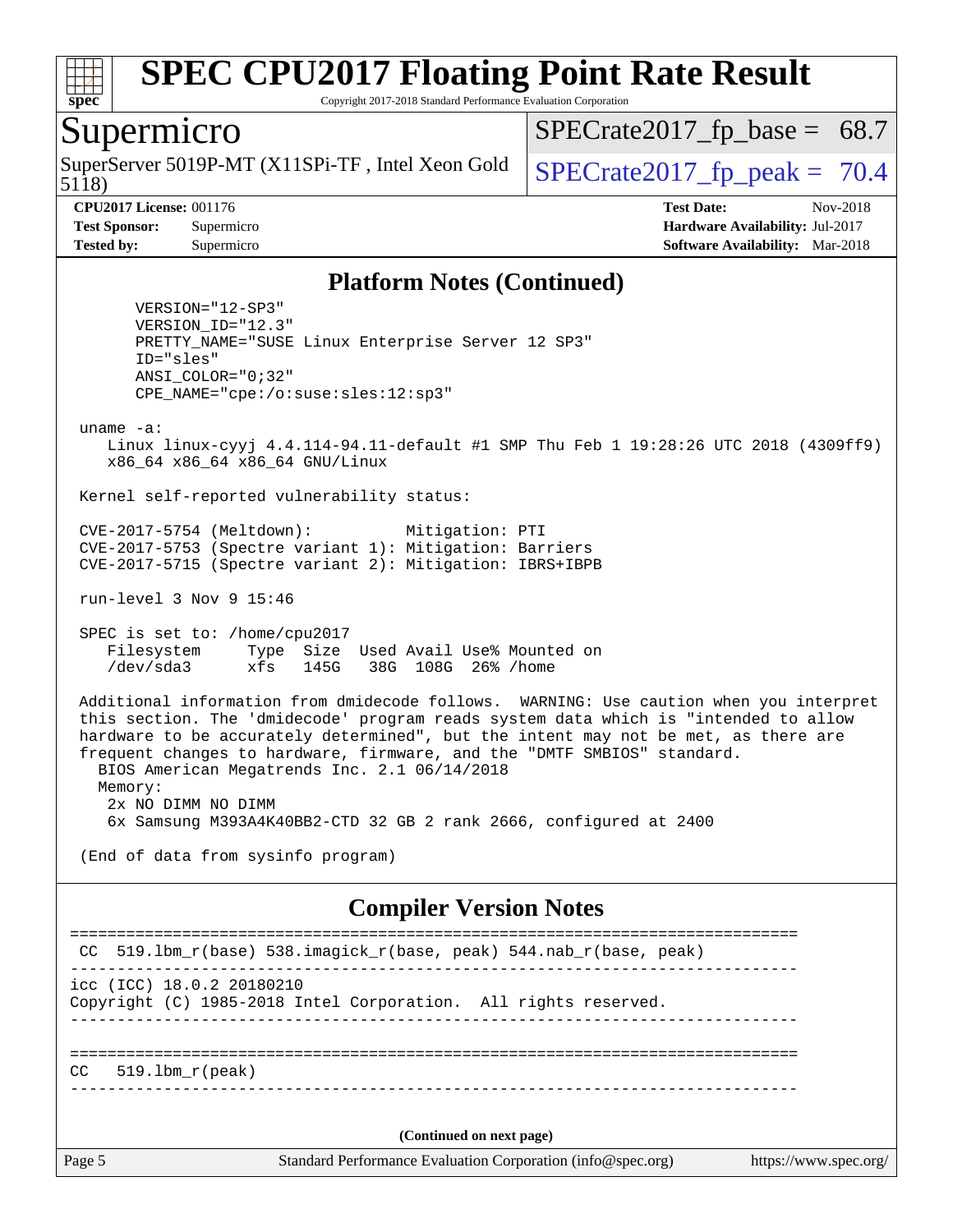# SPEC CPU2017 Floating Point Rate Result

Copyright 2017-2018 Standard Performance Evaluation Corporation

## Supermicro

SuperServer 5019P-MT (X11SPi-TF , Intel Xeon Gold 5118)

SPECrate2017_fp_base = 68.7

SPECrate2017_fp_peak = 70.4

**CPU2017 License:** 001176
**Test Sponsor:** Supermicro
**Tested by:** Supermicro

**Test Date:** Nov-2018
**Hardware Availability:** Jul-2017
**Software Availability:** Mar-2018

### Platform Notes (Continued)

```
      VERSION="12-SP3"
      VERSION_ID="12.3"
      PRETTY_NAME="SUSE Linux Enterprise Server 12 SP3"
      ID="sles"
      ANSI_COLOR="0;32"
      CPE_NAME="cpe:/o:suse:sles:12:sp3"

 uname -a:
    Linux linux-cyyj 4.4.114-94.11-default #1 SMP Thu Feb 1 19:28:26 UTC 2018 (4309ff9)
    x86_64 x86_64 x86_64 GNU/Linux

 Kernel self-reported vulnerability status:

 CVE-2017-5754 (Meltdown):          Mitigation: PTI
 CVE-2017-5753 (Spectre variant 1): Mitigation: Barriers
 CVE-2017-5715 (Spectre variant 2): Mitigation: IBRS+IBPB

 run-level 3 Nov 9 15:46

 SPEC is set to: /home/cpu2017
    Filesystem     Type  Size  Used Avail Use% Mounted on
    /dev/sda3      xfs   145G   38G  108G  26% /home

 Additional information from dmidecode follows.  WARNING: Use caution when you interpret
 this section. The 'dmidecode' program reads system data which is "intended to allow
 hardware to be accurately determined", but the intent may not be met, as there are
 frequent changes to hardware, firmware, and the "DMTF SMBIOS" standard.
   BIOS American Megatrends Inc. 2.1 06/14/2018
   Memory:
    2x NO DIMM NO DIMM
    6x Samsung M393A4K40BB2-CTD 32 GB 2 rank 2666, configured at 2400

 (End of data from sysinfo program)
```

### Compiler Version Notes

```
==============================================================================
 CC  519.lbm_r(base) 538.imagick_r(base, peak) 544.nab_r(base, peak)
------------------------------------------------------------------------------
icc (ICC) 18.0.2 20180210
Copyright (C) 1985-2018 Intel Corporation.  All rights reserved.
------------------------------------------------------------------------------

==============================================================================
CC   519.lbm_r(peak)
------------------------------------------------------------------------------
```

**(Continued on next page)**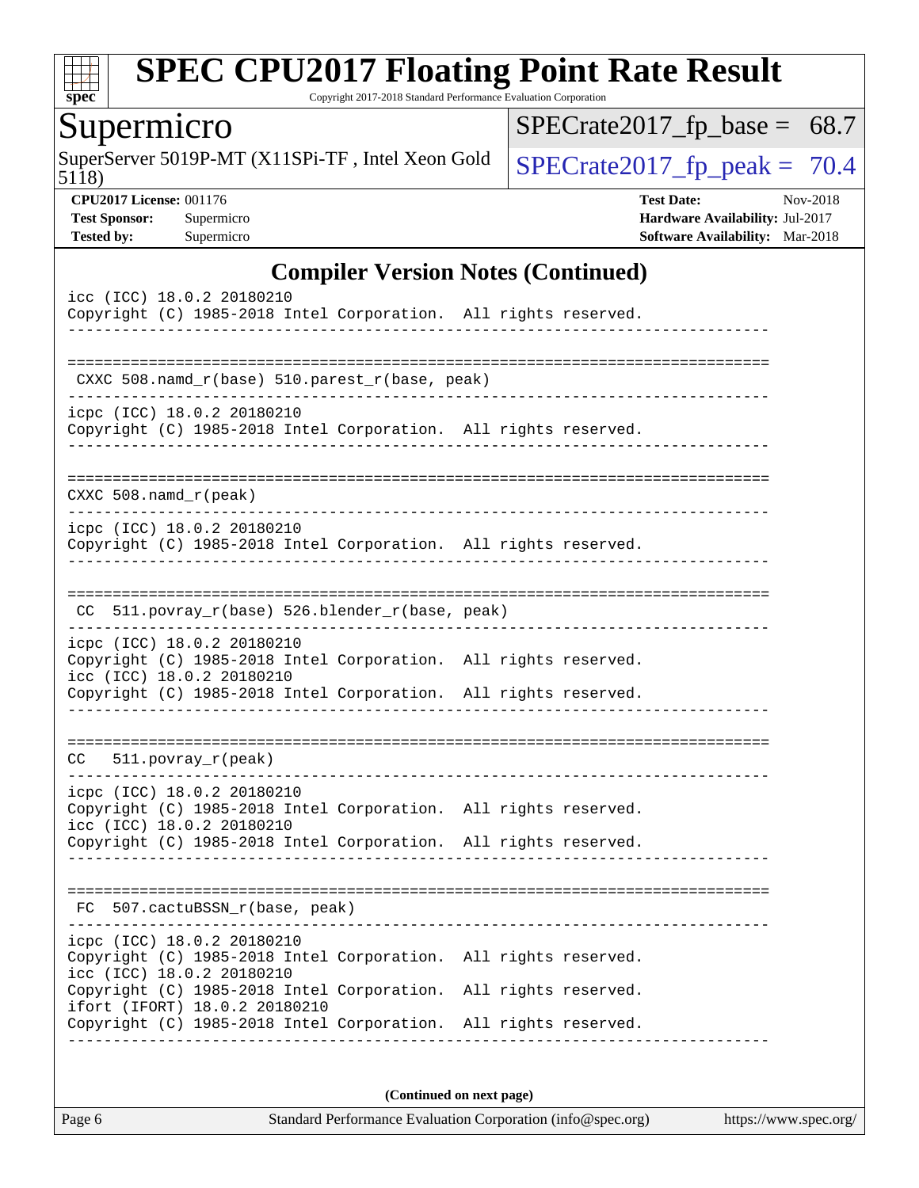## Compiler Version Notes (Continued)

```
icc (ICC) 18.0.2 20180210
Copyright (C) 1985-2018 Intel Corporation.  All rights reserved.
------------------------------------------------------------------------------

==============================================================================
 CXXC 508.namd_r(base) 510.parest_r(base, peak)
------------------------------------------------------------------------------
icpc (ICC) 18.0.2 20180210
Copyright (C) 1985-2018 Intel Corporation.  All rights reserved.
------------------------------------------------------------------------------

==============================================================================
CXXC 508.namd_r(peak)
------------------------------------------------------------------------------
icpc (ICC) 18.0.2 20180210
Copyright (C) 1985-2018 Intel Corporation.  All rights reserved.
------------------------------------------------------------------------------

==============================================================================
 CC  511.povray_r(base) 526.blender_r(base, peak)
------------------------------------------------------------------------------
icpc (ICC) 18.0.2 20180210
Copyright (C) 1985-2018 Intel Corporation.  All rights reserved.
icc (ICC) 18.0.2 20180210
Copyright (C) 1985-2018 Intel Corporation.  All rights reserved.
------------------------------------------------------------------------------

==============================================================================
CC   511.povray_r(peak)
------------------------------------------------------------------------------
icpc (ICC) 18.0.2 20180210
Copyright (C) 1985-2018 Intel Corporation.  All rights reserved.
icc (ICC) 18.0.2 20180210
Copyright (C) 1985-2018 Intel Corporation.  All rights reserved.
------------------------------------------------------------------------------

==============================================================================
 FC  507.cactuBSSN_r(base, peak)
------------------------------------------------------------------------------
icpc (ICC) 18.0.2 20180210
Copyright (C) 1985-2018 Intel Corporation.  All rights reserved.
icc (ICC) 18.0.2 20180210
Copyright (C) 1985-2018 Intel Corporation.  All rights reserved.
ifort (IFORT) 18.0.2 20180210
Copyright (C) 1985-2018 Intel Corporation.  All rights reserved.
------------------------------------------------------------------------------
```

**(Continued on next page)**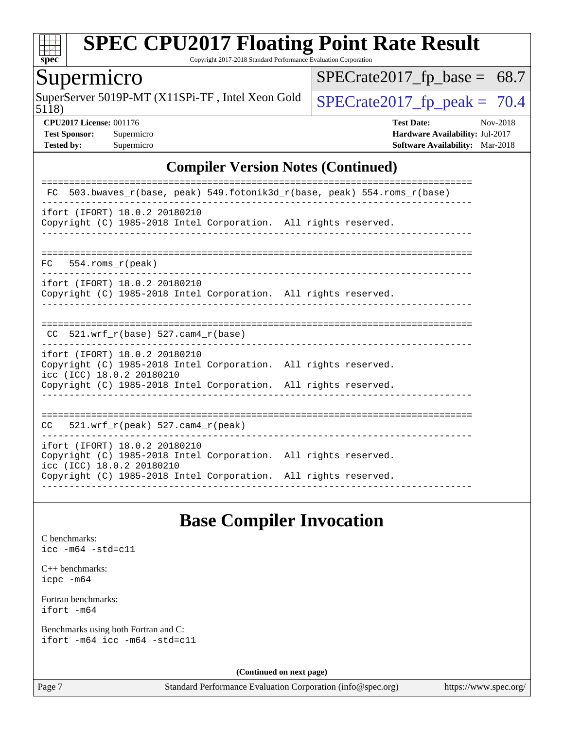# SPEC CPU2017 Floating Point Rate Result

Copyright 2017-2018 Standard Performance Evaluation Corporation

## Supermicro

SuperServer 5019P-MT (X11SPi-TF , Intel Xeon Gold 5118)

SPECrate2017_fp_base = 68.7

SPECrate2017_fp_peak = 70.4

**CPU2017 License:** 001176
**Test Sponsor:** Supermicro
**Tested by:** Supermicro

**Test Date:** Nov-2018
**Hardware Availability:** Jul-2017
**Software Availability:** Mar-2018

## Compiler Version Notes (Continued)

```
==============================================================================
 FC  503.bwaves_r(base, peak) 549.fotonik3d_r(base, peak) 554.roms_r(base)
------------------------------------------------------------------------------
ifort (IFORT) 18.0.2 20180210
Copyright (C) 1985-2018 Intel Corporation.  All rights reserved.
------------------------------------------------------------------------------

==============================================================================
FC   554.roms_r(peak)
------------------------------------------------------------------------------
ifort (IFORT) 18.0.2 20180210
Copyright (C) 1985-2018 Intel Corporation.  All rights reserved.
------------------------------------------------------------------------------

==============================================================================
 CC  521.wrf_r(base) 527.cam4_r(base)
------------------------------------------------------------------------------
ifort (IFORT) 18.0.2 20180210
Copyright (C) 1985-2018 Intel Corporation.  All rights reserved.
icc (ICC) 18.0.2 20180210
Copyright (C) 1985-2018 Intel Corporation.  All rights reserved.
------------------------------------------------------------------------------

==============================================================================
CC   521.wrf_r(peak) 527.cam4_r(peak)
------------------------------------------------------------------------------
ifort (IFORT) 18.0.2 20180210
Copyright (C) 1985-2018 Intel Corporation.  All rights reserved.
icc (ICC) 18.0.2 20180210
Copyright (C) 1985-2018 Intel Corporation.  All rights reserved.
------------------------------------------------------------------------------
```

## Base Compiler Invocation

C benchmarks:
`icc -m64 -std=c11`

C++ benchmarks:
`icpc -m64`

Fortran benchmarks:
`ifort -m64`

Benchmarks using both Fortran and C:
`ifort -m64 icc -m64 -std=c11`

**(Continued on next page)**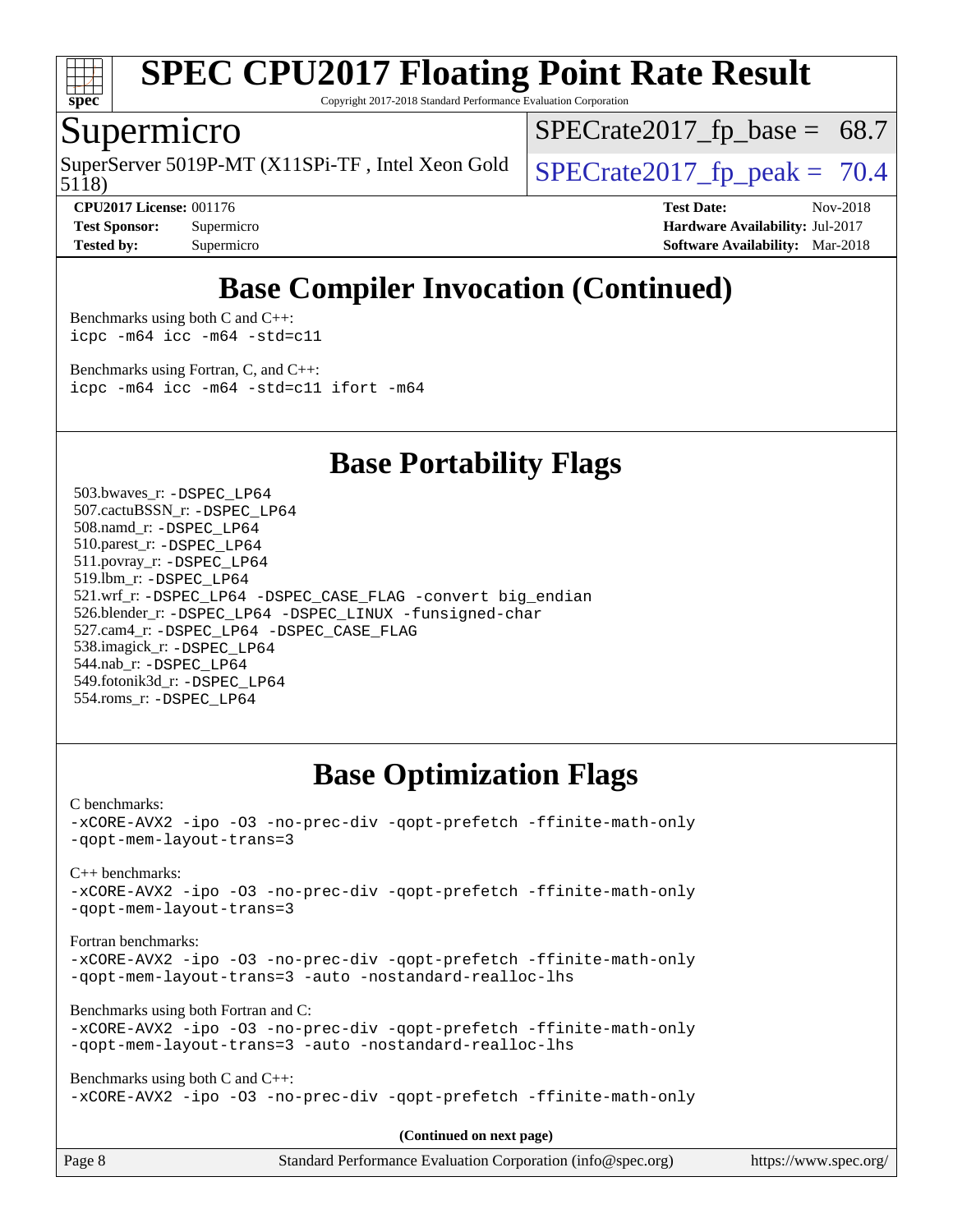## Base Compiler Invocation (Continued)

Benchmarks using both C and C++:
```
icpc -m64 icc -m64 -std=c11
```

Benchmarks using Fortran, C, and C++:
```
icpc -m64 icc -m64 -std=c11 ifort -m64
```

## Base Portability Flags

503.bwaves_r: `-DSPEC_LP64`
507.cactuBSSN_r: `-DSPEC_LP64`
508.namd_r: `-DSPEC_LP64`
510.parest_r: `-DSPEC_LP64`
511.povray_r: `-DSPEC_LP64`
519.lbm_r: `-DSPEC_LP64`
521.wrf_r: `-DSPEC_LP64 -DSPEC_CASE_FLAG -convert big_endian`
526.blender_r: `-DSPEC_LP64 -DSPEC_LINUX -funsigned-char`
527.cam4_r: `-DSPEC_LP64 -DSPEC_CASE_FLAG`
538.imagick_r: `-DSPEC_LP64`
544.nab_r: `-DSPEC_LP64`
549.fotonik3d_r: `-DSPEC_LP64`
554.roms_r: `-DSPEC_LP64`

## Base Optimization Flags

C benchmarks:
```
-xCORE-AVX2 -ipo -O3 -no-prec-div -qopt-prefetch -ffinite-math-only
-qopt-mem-layout-trans=3
```

C++ benchmarks:
```
-xCORE-AVX2 -ipo -O3 -no-prec-div -qopt-prefetch -ffinite-math-only
-qopt-mem-layout-trans=3
```

Fortran benchmarks:
```
-xCORE-AVX2 -ipo -O3 -no-prec-div -qopt-prefetch -ffinite-math-only
-qopt-mem-layout-trans=3 -auto -nostandard-realloc-lhs
```

Benchmarks using both Fortran and C:
```
-xCORE-AVX2 -ipo -O3 -no-prec-div -qopt-prefetch -ffinite-math-only
-qopt-mem-layout-trans=3 -auto -nostandard-realloc-lhs
```

Benchmarks using both C and C++:
```
-xCORE-AVX2 -ipo -O3 -no-prec-div -qopt-prefetch -ffinite-math-only
```

(Continued on next page)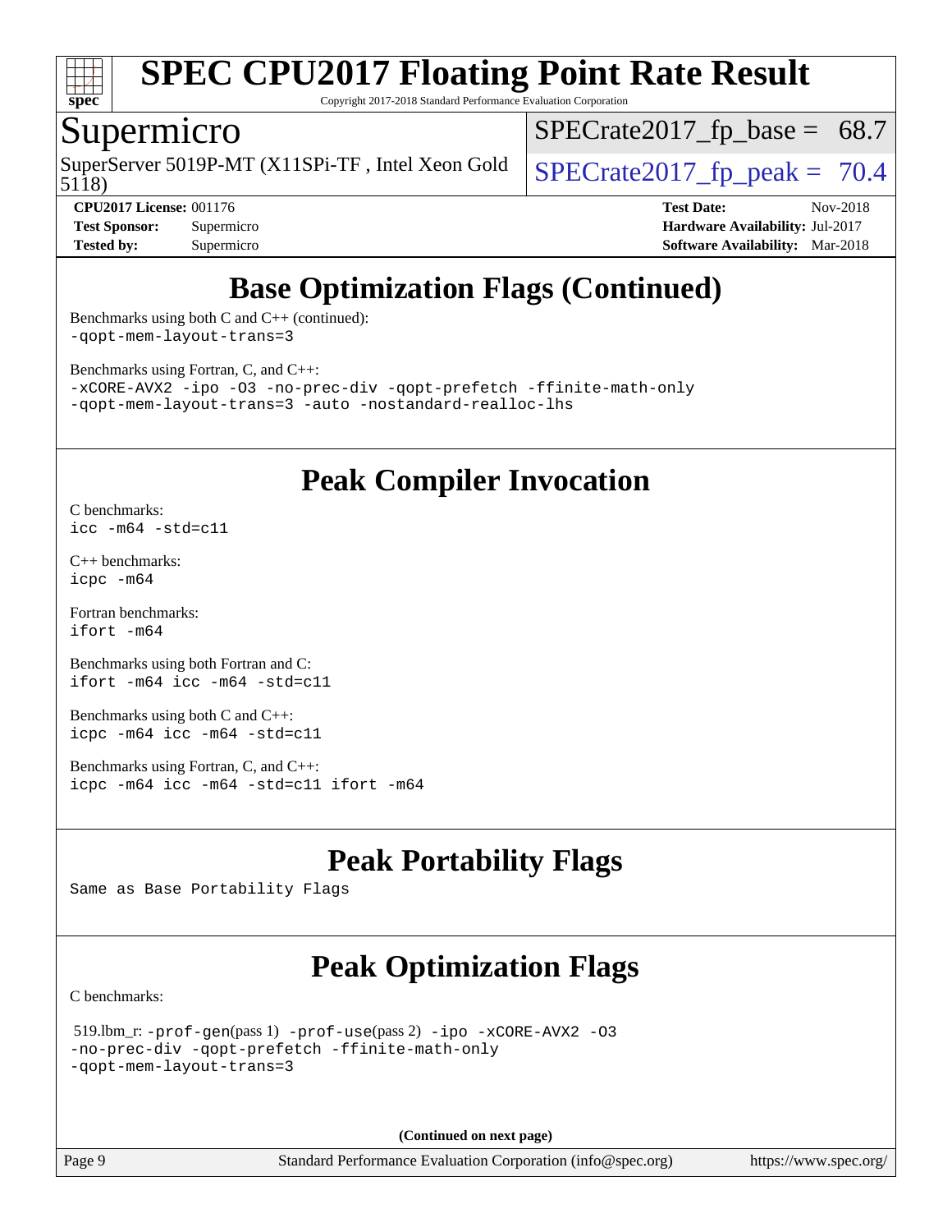## Base Optimization Flags (Continued)

Benchmarks using both C and C++ (continued):
-qopt-mem-layout-trans=3

Benchmarks using Fortran, C, and C++:
-xCORE-AVX2 -ipo -O3 -no-prec-div -qopt-prefetch -ffinite-math-only
-qopt-mem-layout-trans=3 -auto -nostandard-realloc-lhs

## Peak Compiler Invocation

C benchmarks:
icc -m64 -std=c11

C++ benchmarks:
icpc -m64

Fortran benchmarks:
ifort -m64

Benchmarks using both Fortran and C:
ifort -m64 icc -m64 -std=c11

Benchmarks using both C and C++:
icpc -m64 icc -m64 -std=c11

Benchmarks using Fortran, C, and C++:
icpc -m64 icc -m64 -std=c11 ifort -m64

## Peak Portability Flags

Same as Base Portability Flags

## Peak Optimization Flags

C benchmarks:

519.lbm_r: -prof-gen(pass 1) -prof-use(pass 2) -ipo -xCORE-AVX2 -O3
-no-prec-div -qopt-prefetch -ffinite-math-only
-qopt-mem-layout-trans=3

(Continued on next page)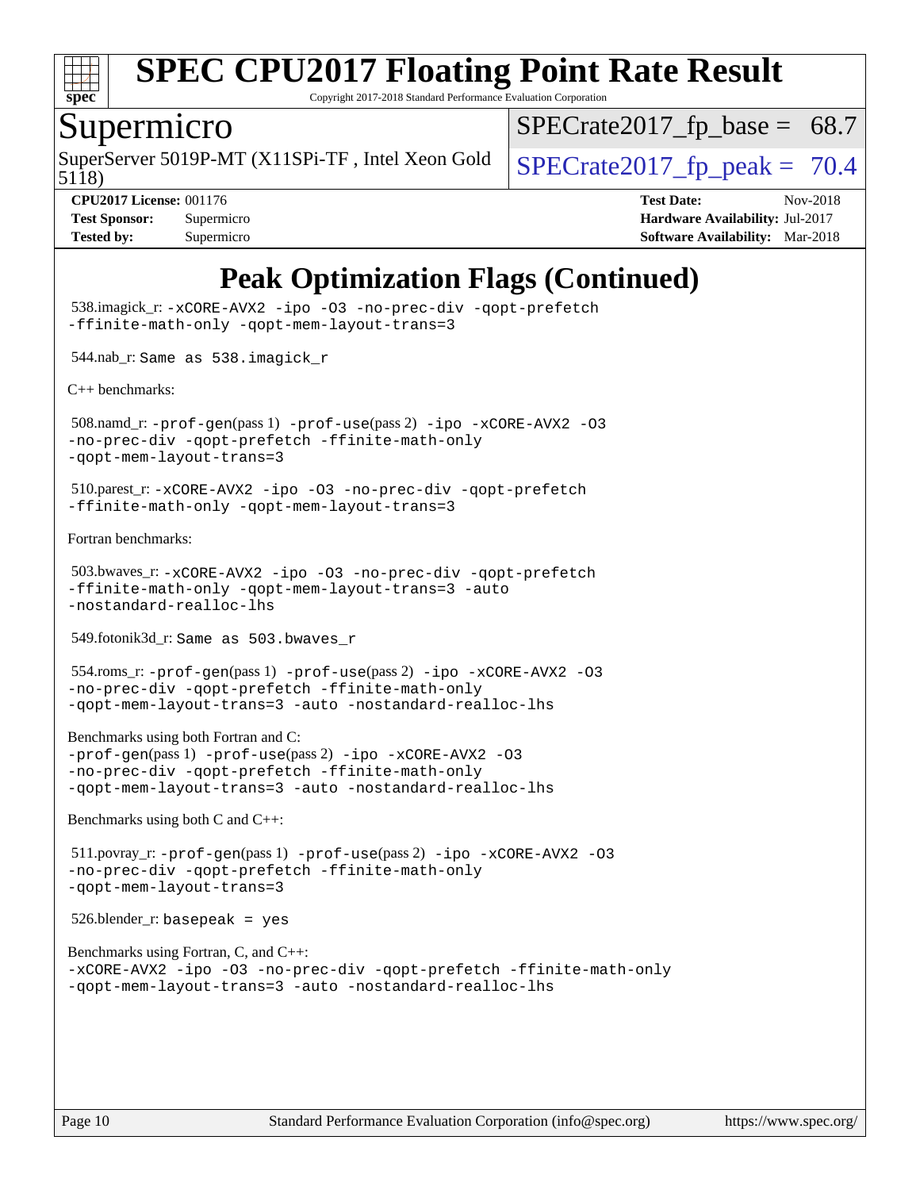# Peak Optimization Flags (Continued)

538.imagick_r: `-xCORE-AVX2 -ipo -O3 -no-prec-div -qopt-prefetch -ffinite-math-only -qopt-mem-layout-trans=3`

544.nab_r: `Same as 538.imagick_r`

C++ benchmarks:

508.namd_r: `-prof-gen`(pass 1) `-prof-use`(pass 2) `-ipo -xCORE-AVX2 -O3 -no-prec-div -qopt-prefetch -ffinite-math-only -qopt-mem-layout-trans=3`

510.parest_r: `-xCORE-AVX2 -ipo -O3 -no-prec-div -qopt-prefetch -ffinite-math-only -qopt-mem-layout-trans=3`

Fortran benchmarks:

503.bwaves_r: `-xCORE-AVX2 -ipo -O3 -no-prec-div -qopt-prefetch -ffinite-math-only -qopt-mem-layout-trans=3 -auto -nostandard-realloc-lhs`

549.fotonik3d_r: `Same as 503.bwaves_r`

554.roms_r: `-prof-gen`(pass 1) `-prof-use`(pass 2) `-ipo -xCORE-AVX2 -O3 -no-prec-div -qopt-prefetch -ffinite-math-only -qopt-mem-layout-trans=3 -auto -nostandard-realloc-lhs`

Benchmarks using both Fortran and C:
`-prof-gen`(pass 1) `-prof-use`(pass 2) `-ipo -xCORE-AVX2 -O3 -no-prec-div -qopt-prefetch -ffinite-math-only -qopt-mem-layout-trans=3 -auto -nostandard-realloc-lhs`

Benchmarks using both C and C++:

511.povray_r: `-prof-gen`(pass 1) `-prof-use`(pass 2) `-ipo -xCORE-AVX2 -O3 -no-prec-div -qopt-prefetch -ffinite-math-only -qopt-mem-layout-trans=3`

526.blender_r: `basepeak = yes`

Benchmarks using Fortran, C, and C++:
`-xCORE-AVX2 -ipo -O3 -no-prec-div -qopt-prefetch -ffinite-math-only -qopt-mem-layout-trans=3 -auto -nostandard-realloc-lhs`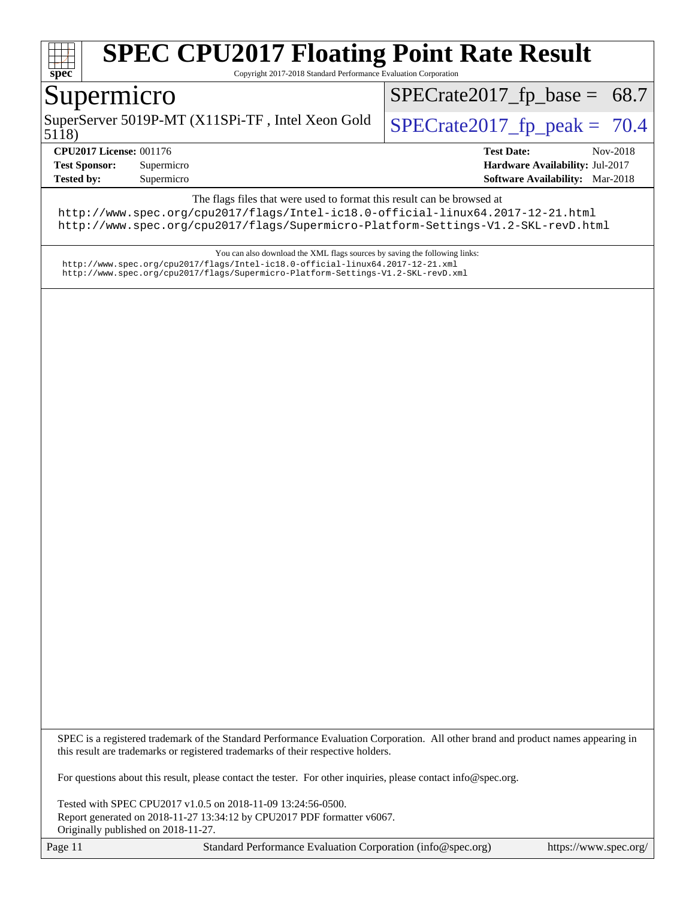The flags files that were used to format this result can be browsed at

http://www.spec.org/cpu2017/flags/Intel-ic18.0-official-linux64.2017-12-21.html
http://www.spec.org/cpu2017/flags/Supermicro-Platform-Settings-V1.2-SKL-revD.html

You can also download the XML flags sources by saving the following links:

http://www.spec.org/cpu2017/flags/Intel-ic18.0-official-linux64.2017-12-21.xml
http://www.spec.org/cpu2017/flags/Supermicro-Platform-Settings-V1.2-SKL-revD.xml

SPEC is a registered trademark of the Standard Performance Evaluation Corporation. All other brand and product names appearing in this result are trademarks or registered trademarks of their respective holders.

For questions about this result, please contact the tester. For other inquiries, please contact info@spec.org.

Tested with SPEC CPU2017 v1.0.5 on 2018-11-09 13:24:56-0500.
Report generated on 2018-11-27 13:34:12 by CPU2017 PDF formatter v6067.
Originally published on 2018-11-27.